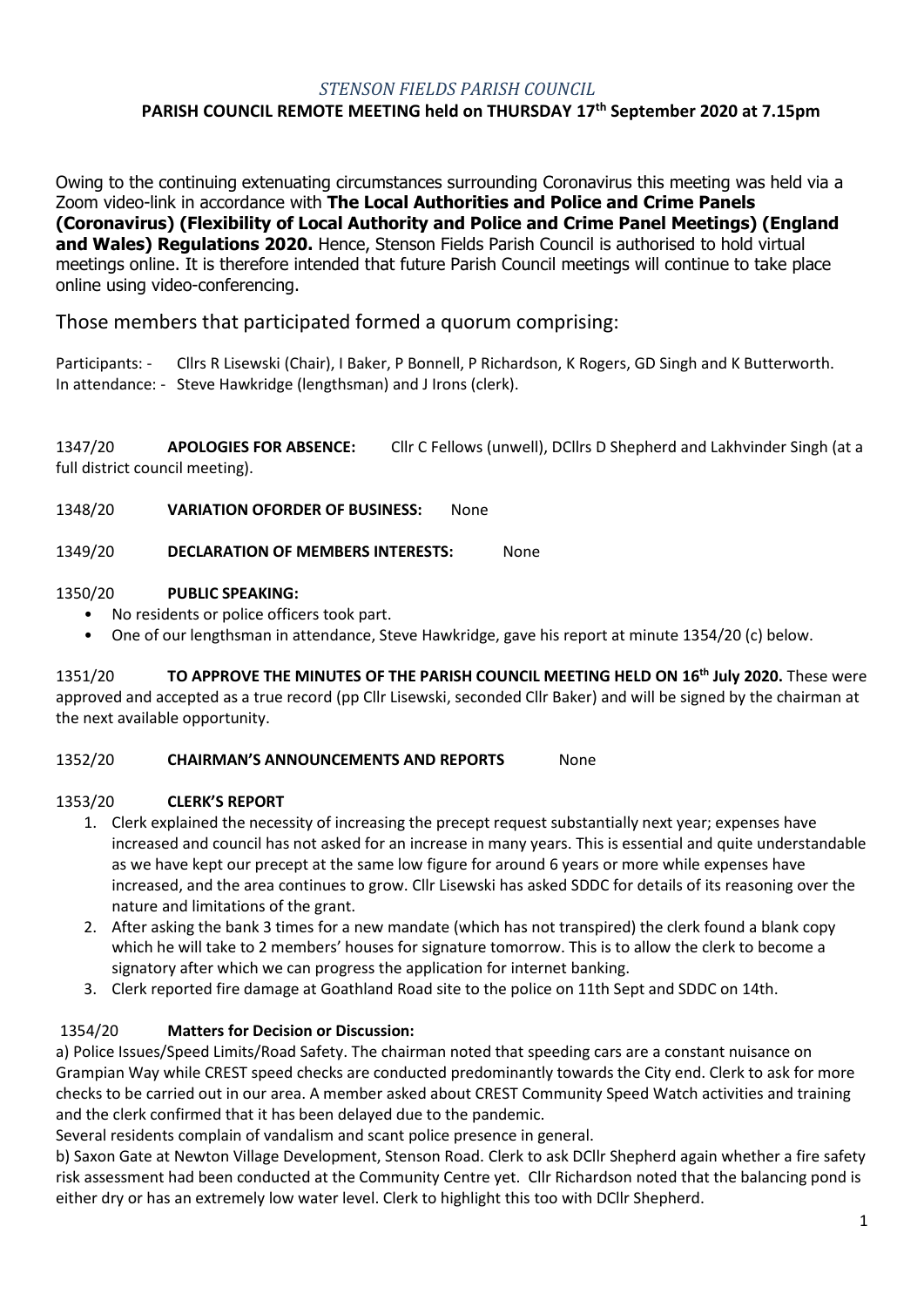*STENSON FIELDS PARISH COUNCIL*

**PARISH COUNCIL REMOTE MEETING held on THURSDAY 17th September 2020 at 7.15pm**

Owing to the continuing extenuating circumstances surrounding Coronavirus this meeting was held via a Zoom video-link in accordance with **The Local Authorities and Police and Crime Panels (Coronavirus) (Flexibility of Local Authority and Police and Crime Panel Meetings) (England and Wales) Regulations 2020.** Hence, Stenson Fields Parish Council is authorised to hold virtual meetings online. It is therefore intended that future Parish Council meetings will continue to take place online using video-conferencing.

Those members that participated formed a quorum comprising:

Participants: - Cllrs R Lisewski (Chair), I Baker, P Bonnell, P Richardson, K Rogers, GD Singh and K Butterworth.
In attendance: - Steve Hawkridge (lengthsman) and J Irons (clerk).

1347/20 **APOLOGIES FOR ABSENCE:** Cllr C Fellows (unwell), DCllrs D Shepherd and Lakhvinder Singh (at a full district council meeting).

1348/20 **VARIATION OFORDER OF BUSINESS:** None

1349/20 **DECLARATION OF MEMBERS INTERESTS:** None

1350/20 **PUBLIC SPEAKING:**

- No residents or police officers took part.
- One of our lengthsman in attendance, Steve Hawkridge, gave his report at minute 1354/20 (c) below.

1351/20 **TO APPROVE THE MINUTES OF THE PARISH COUNCIL MEETING HELD ON 16th July 2020.** These were approved and accepted as a true record (pp Cllr Lisewski, seconded Cllr Baker) and will be signed by the chairman at the next available opportunity.

1352/20 **CHAIRMAN'S ANNOUNCEMENTS AND REPORTS** None

1353/20 **CLERK'S REPORT**

1. Clerk explained the necessity of increasing the precept request substantially next year; expenses have increased and council has not asked for an increase in many years. This is essential and quite understandable as we have kept our precept at the same low figure for around 6 years or more while expenses have increased, and the area continues to grow. Cllr Lisewski has asked SDDC for details of its reasoning over the nature and limitations of the grant.
2. After asking the bank 3 times for a new mandate (which has not transpired) the clerk found a blank copy which he will take to 2 members' houses for signature tomorrow. This is to allow the clerk to become a signatory after which we can progress the application for internet banking.
3. Clerk reported fire damage at Goathland Road site to the police on 11th Sept and SDDC on 14th.

1354/20 **Matters for Decision or Discussion:**

a) Police Issues/Speed Limits/Road Safety. The chairman noted that speeding cars are a constant nuisance on Grampian Way while CREST speed checks are conducted predominantly towards the City end. Clerk to ask for more checks to be carried out in our area. A member asked about CREST Community Speed Watch activities and training and the clerk confirmed that it has been delayed due to the pandemic.
Several residents complain of vandalism and scant police presence in general.

b) Saxon Gate at Newton Village Development, Stenson Road. Clerk to ask DCllr Shepherd again whether a fire safety risk assessment had been conducted at the Community Centre yet. Cllr Richardson noted that the balancing pond is either dry or has an extremely low water level. Clerk to highlight this too with DCllr Shepherd.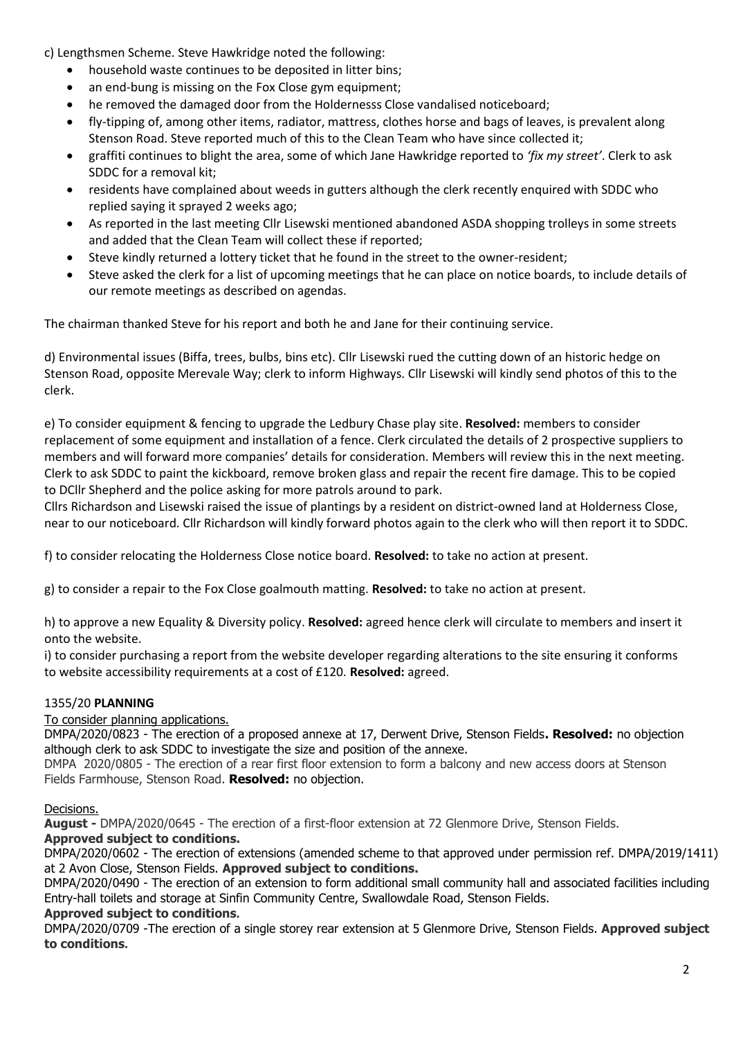c) Lengthsmen Scheme. Steve Hawkridge noted the following:

- household waste continues to be deposited in litter bins;
- an end-bung is missing on the Fox Close gym equipment;
- he removed the damaged door from the Holdernesss Close vandalised noticeboard;
- fly-tipping of, among other items, radiator, mattress, clothes horse and bags of leaves, is prevalent along Stenson Road. Steve reported much of this to the Clean Team who have since collected it;
- graffiti continues to blight the area, some of which Jane Hawkridge reported to *'fix my street'*. Clerk to ask SDDC for a removal kit;
- residents have complained about weeds in gutters although the clerk recently enquired with SDDC who replied saying it sprayed 2 weeks ago;
- As reported in the last meeting Cllr Lisewski mentioned abandoned ASDA shopping trolleys in some streets and added that the Clean Team will collect these if reported;
- Steve kindly returned a lottery ticket that he found in the street to the owner-resident;
- Steve asked the clerk for a list of upcoming meetings that he can place on notice boards, to include details of our remote meetings as described on agendas.

The chairman thanked Steve for his report and both he and Jane for their continuing service.

d) Environmental issues (Biffa, trees, bulbs, bins etc). Cllr Lisewski rued the cutting down of an historic hedge on Stenson Road, opposite Merevale Way; clerk to inform Highways. Cllr Lisewski will kindly send photos of this to the clerk.

e) To consider equipment & fencing to upgrade the Ledbury Chase play site. **Resolved:** members to consider replacement of some equipment and installation of a fence. Clerk circulated the details of 2 prospective suppliers to members and will forward more companies' details for consideration. Members will review this in the next meeting. Clerk to ask SDDC to paint the kickboard, remove broken glass and repair the recent fire damage. This to be copied to DCllr Shepherd and the police asking for more patrols around to park.

Cllrs Richardson and Lisewski raised the issue of plantings by a resident on district-owned land at Holderness Close, near to our noticeboard. Cllr Richardson will kindly forward photos again to the clerk who will then report it to SDDC.

f) to consider relocating the Holderness Close notice board. **Resolved:** to take no action at present.

g) to consider a repair to the Fox Close goalmouth matting. **Resolved:** to take no action at present.

h) to approve a new Equality & Diversity policy. **Resolved:** agreed hence clerk will circulate to members and insert it onto the website.

i) to consider purchasing a report from the website developer regarding alterations to the site ensuring it conforms to website accessibility requirements at a cost of £120. **Resolved:** agreed.

1355/20 **PLANNING**

To consider planning applications.

DMPA/2020/0823 - The erection of a proposed annexe at 17, Derwent Drive, Stenson Fields**. Resolved:** no objection although clerk to ask SDDC to investigate the size and position of the annexe.

DMPA 2020/0805 - The erection of a rear first floor extension to form a balcony and new access doors at Stenson Fields Farmhouse, Stenson Road. **Resolved:** no objection.

Decisions.

**August -** DMPA/2020/0645 - The erection of a first-floor extension at 72 Glenmore Drive, Stenson Fields. **Approved subject to conditions.**

DMPA/2020/0602 - The erection of extensions (amended scheme to that approved under permission ref. DMPA/2019/1411) at 2 Avon Close, Stenson Fields. **Approved subject to conditions.**

DMPA/2020/0490 - The erection of an extension to form additional small community hall and associated facilities including Entry-hall toilets and storage at Sinfin Community Centre, Swallowdale Road, Stenson Fields. **Approved subject to conditions.**

DMPA/2020/0709 -The erection of a single storey rear extension at 5 Glenmore Drive, Stenson Fields. **Approved subject to conditions.**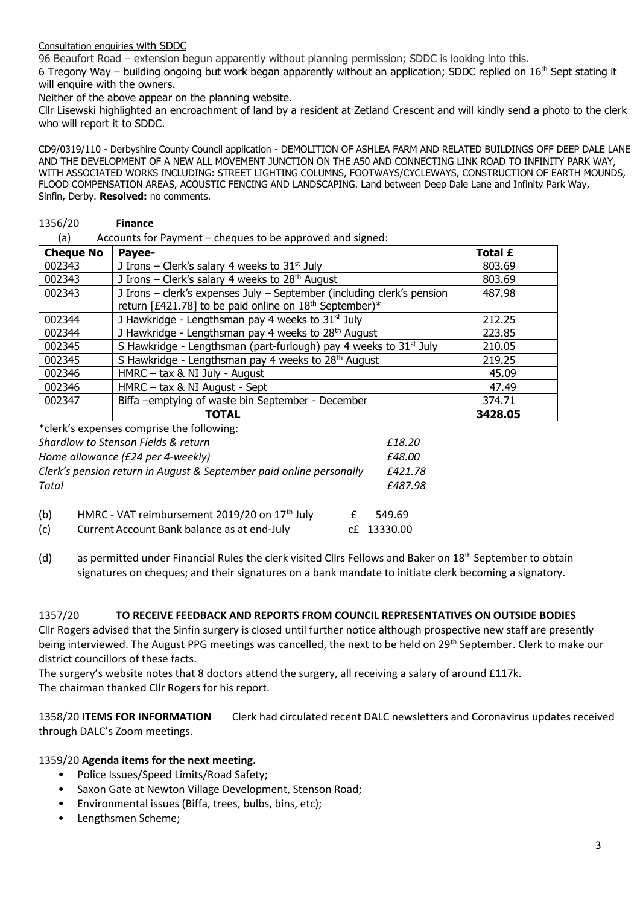Consultation enquiries with SDDC

96 Beaufort Road – extension begun apparently without planning permission; SDDC is looking into this.

6 Tregony Way – building ongoing but work began apparently without an application; SDDC replied on 16th Sept stating it will enquire with the owners.

Neither of the above appear on the planning website.

Cllr Lisewski highlighted an encroachment of land by a resident at Zetland Crescent and will kindly send a photo to the clerk who will report it to SDDC.

CD9/0319/110 - Derbyshire County Council application - DEMOLITION OF ASHLEA FARM AND RELATED BUILDINGS OFF DEEP DALE LANE AND THE DEVELOPMENT OF A NEW ALL MOVEMENT JUNCTION ON THE A50 AND CONNECTING LINK ROAD TO INFINITY PARK WAY, WITH ASSOCIATED WORKS INCLUDING: STREET LIGHTING COLUMNS, FOOTWAYS/CYCLEWAYS, CONSTRUCTION OF EARTH MOUNDS, FLOOD COMPENSATION AREAS, ACOUSTIC FENCING AND LANDSCAPING. Land between Deep Dale Lane and Infinity Park Way, Sinfin, Derby. **Resolved:** no comments.

## 1356/20 Finance

(a) Accounts for Payment – cheques to be approved and signed:

| Cheque No | Payee- | Total £ |
|---|---|---|
| 002343 | J Irons – Clerk's salary 4 weeks to 31st July | 803.69 |
| 002343 | J Irons – Clerk's salary 4 weeks to 28th August | 803.69 |
| 002343 | J Irons – clerk's expenses July – September (including clerk's pension return [£421.78] to be paid online on 18th September)* | 487.98 |
| 002344 | J Hawkridge - Lengthsman pay 4 weeks to 31st July | 212.25 |
| 002344 | J Hawkridge - Lengthsman pay 4 weeks to 28th August | 223.85 |
| 002345 | S Hawkridge - Lengthsman (part-furlough) pay 4 weeks to 31st July | 210.05 |
| 002345 | S Hawkridge - Lengthsman pay 4 weeks to 28th August | 219.25 |
| 002346 | HMRC – tax & NI July - August | 45.09 |
| 002346 | HMRC – tax & NI August - Sept | 47.49 |
| 002347 | Biffa –emptying of waste bin September - December | 374.71 |
| | **TOTAL** | **3428.05** |

*clerk's expenses comprise the following:

| | |
|---|---|
| *Shardlow to Stenson Fields & return* | *£18.20* |
| *Home allowance (£24 per 4-weekly)* | *£48.00* |
| *Clerk's pension return in August & September paid online personally* | *£421.78* |
| *Total* | *£487.98* |

(b) HMRC - VAT reimbursement 2019/20 on 17th July £ 549.69

(c) Current Account Bank balance as at end-July c£ 13330.00

(d) as permitted under Financial Rules the clerk visited Cllrs Fellows and Baker on 18th September to obtain signatures on cheques; and their signatures on a bank mandate to initiate clerk becoming a signatory.

## 1357/20 TO RECEIVE FEEDBACK AND REPORTS FROM COUNCIL REPRESENTATIVES ON OUTSIDE BODIES

Cllr Rogers advised that the Sinfin surgery is closed until further notice although prospective new staff are presently being interviewed. The August PPG meetings was cancelled, the next to be held on 29th September. Clerk to make our district councillors of these facts.

The surgery's website notes that 8 doctors attend the surgery, all receiving a salary of around £117k.

The chairman thanked Cllr Rogers for his report.

**1358/20 ITEMS FOR INFORMATION** Clerk had circulated recent DALC newsletters and Coronavirus updates received through DALC's Zoom meetings.

## 1359/20 Agenda items for the next meeting.

- Police Issues/Speed Limits/Road Safety;
- Saxon Gate at Newton Village Development, Stenson Road;
- Environmental issues (Biffa, trees, bulbs, bins, etc);
- Lengthsmen Scheme;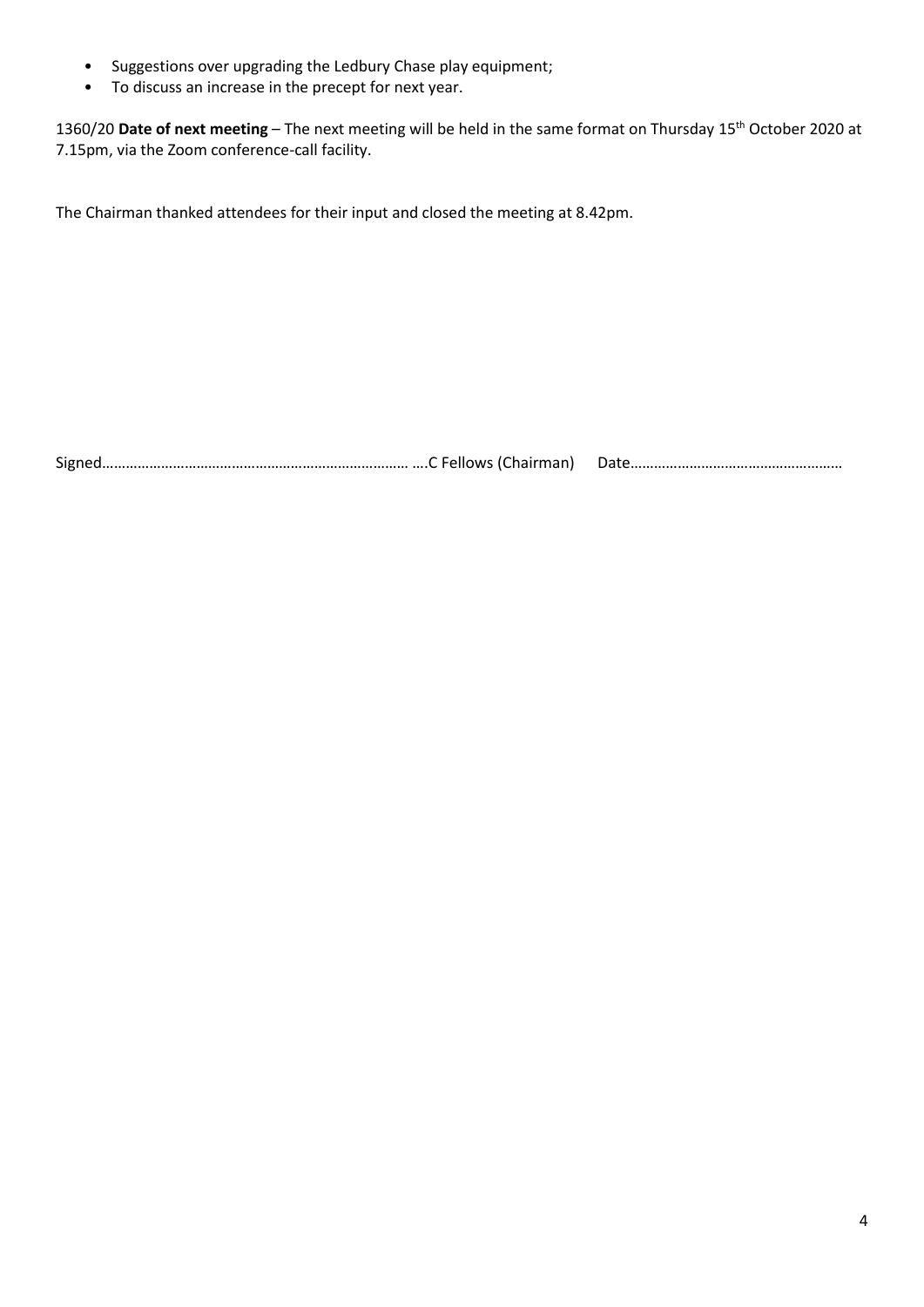- Suggestions over upgrading the Ledbury Chase play equipment;
- To discuss an increase in the precept for next year.

1360/20 **Date of next meeting** – The next meeting will be held in the same format on Thursday 15th October 2020 at 7.15pm, via the Zoom conference-call facility.

The Chairman thanked attendees for their input and closed the meeting at 8.42pm.

Signed……………………………………………………………………. ….C Fellows (Chairman) Date………………………………………………